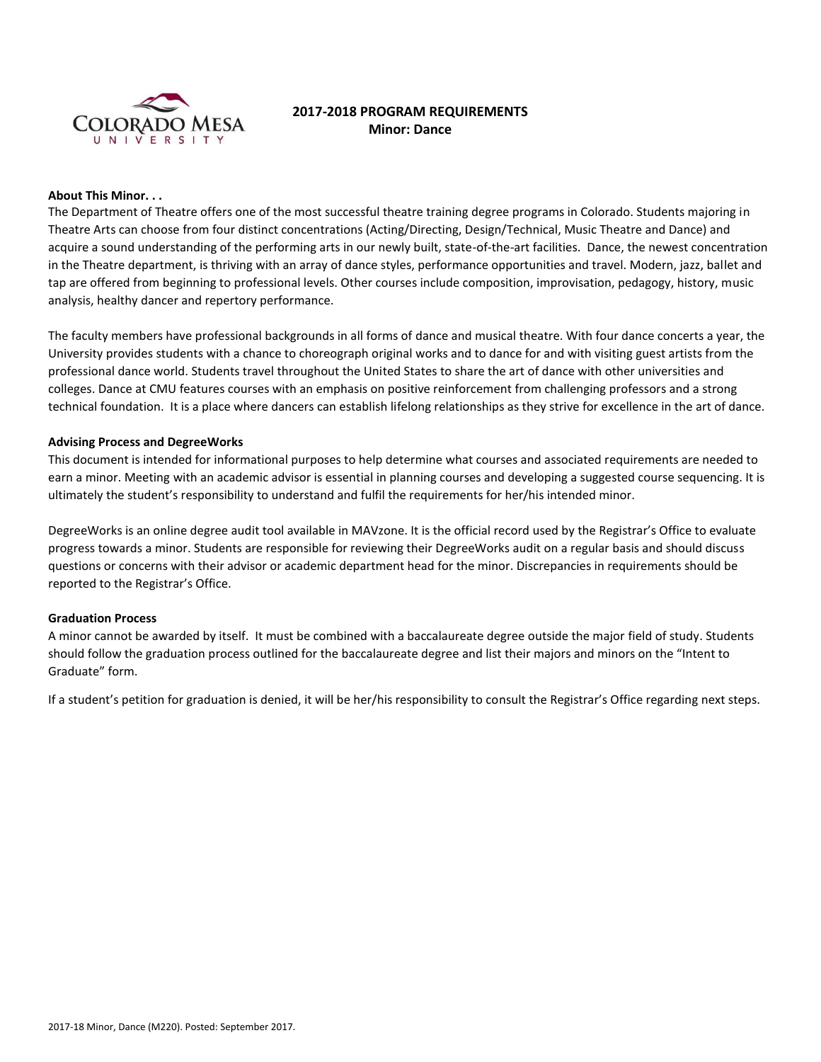# 2017-2018 PROGRAM REQUIREMENTS
## Minor: Dance

**About This Minor. . .**

The Department of Theatre offers one of the most successful theatre training degree programs in Colorado. Students majoring in Theatre Arts can choose from four distinct concentrations (Acting/Directing, Design/Technical, Music Theatre and Dance) and acquire a sound understanding of the performing arts in our newly built, state-of-the-art facilities. Dance, the newest concentration in the Theatre department, is thriving with an array of dance styles, performance opportunities and travel. Modern, jazz, ballet and tap are offered from beginning to professional levels. Other courses include composition, improvisation, pedagogy, history, music analysis, healthy dancer and repertory performance.

The faculty members have professional backgrounds in all forms of dance and musical theatre. With four dance concerts a year, the University provides students with a chance to choreograph original works and to dance for and with visiting guest artists from the professional dance world. Students travel throughout the United States to share the art of dance with other universities and colleges. Dance at CMU features courses with an emphasis on positive reinforcement from challenging professors and a strong technical foundation. It is a place where dancers can establish lifelong relationships as they strive for excellence in the art of dance.

**Advising Process and DegreeWorks**

This document is intended for informational purposes to help determine what courses and associated requirements are needed to earn a minor. Meeting with an academic advisor is essential in planning courses and developing a suggested course sequencing. It is ultimately the student's responsibility to understand and fulfil the requirements for her/his intended minor.

DegreeWorks is an online degree audit tool available in MAVzone. It is the official record used by the Registrar's Office to evaluate progress towards a minor. Students are responsible for reviewing their DegreeWorks audit on a regular basis and should discuss questions or concerns with their advisor or academic department head for the minor. Discrepancies in requirements should be reported to the Registrar's Office.

**Graduation Process**

A minor cannot be awarded by itself. It must be combined with a baccalaureate degree outside the major field of study. Students should follow the graduation process outlined for the baccalaureate degree and list their majors and minors on the "Intent to Graduate" form.

If a student's petition for graduation is denied, it will be her/his responsibility to consult the Registrar's Office regarding next steps.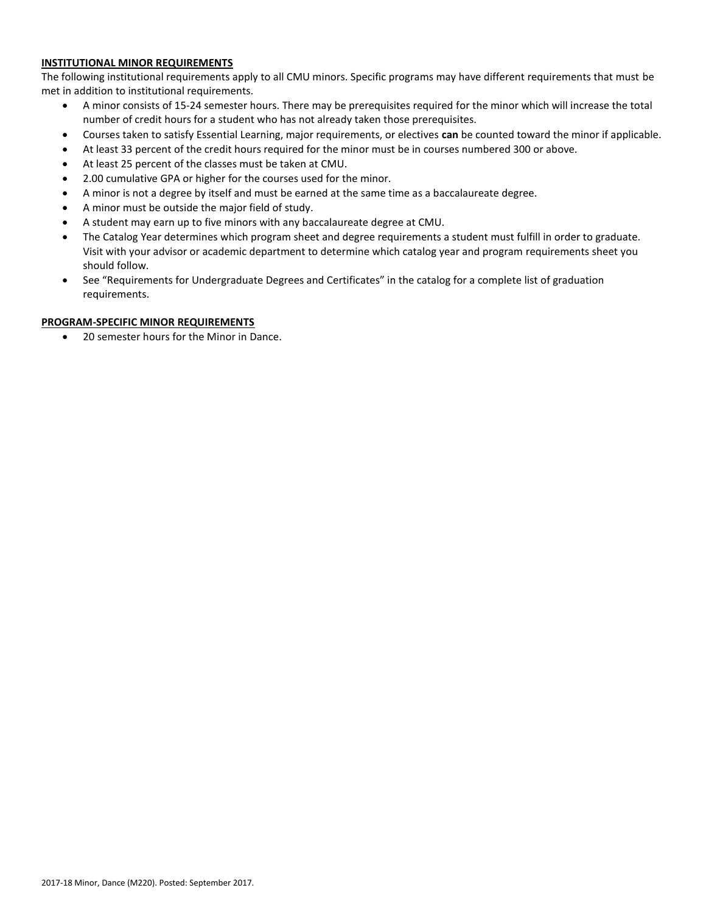**INSTITUTIONAL MINOR REQUIREMENTS**

The following institutional requirements apply to all CMU minors. Specific programs may have different requirements that must be met in addition to institutional requirements.

- A minor consists of 15-24 semester hours. There may be prerequisites required for the minor which will increase the total number of credit hours for a student who has not already taken those prerequisites.
- Courses taken to satisfy Essential Learning, major requirements, or electives **can** be counted toward the minor if applicable.
- At least 33 percent of the credit hours required for the minor must be in courses numbered 300 or above.
- At least 25 percent of the classes must be taken at CMU.
- 2.00 cumulative GPA or higher for the courses used for the minor.
- A minor is not a degree by itself and must be earned at the same time as a baccalaureate degree.
- A minor must be outside the major field of study.
- A student may earn up to five minors with any baccalaureate degree at CMU.
- The Catalog Year determines which program sheet and degree requirements a student must fulfill in order to graduate. Visit with your advisor or academic department to determine which catalog year and program requirements sheet you should follow.
- See "Requirements for Undergraduate Degrees and Certificates" in the catalog for a complete list of graduation requirements.

**PROGRAM-SPECIFIC MINOR REQUIREMENTS**

- 20 semester hours for the Minor in Dance.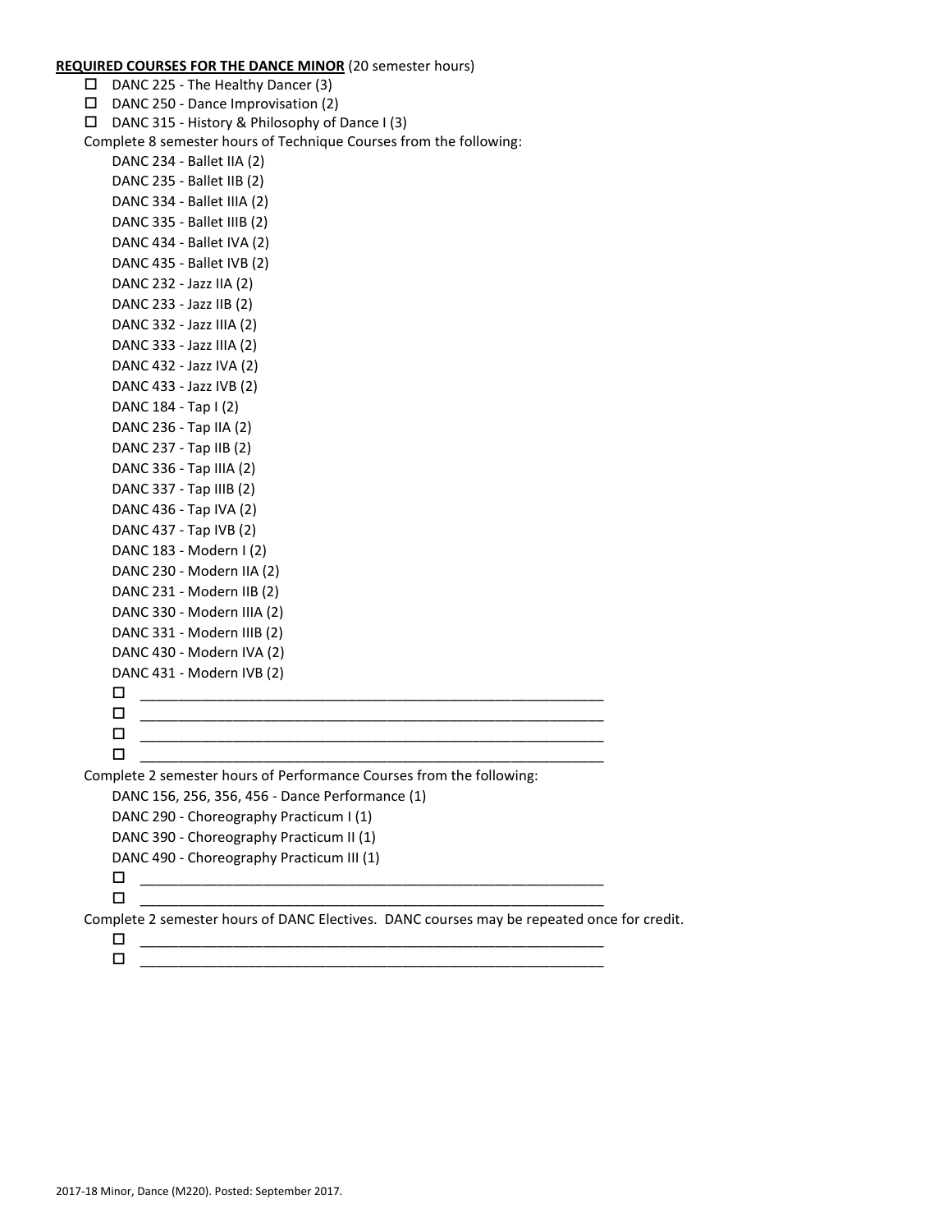**REQUIRED COURSES FOR THE DANCE MINOR** (20 semester hours)

- ☐ DANC 225 - The Healthy Dancer (3)
- ☐ DANC 250 - Dance Improvisation (2)
- ☐ DANC 315 - History & Philosophy of Dance I (3)

Complete 8 semester hours of Technique Courses from the following:

DANC 234 - Ballet IIA (2)
DANC 235 - Ballet IIB (2)
DANC 334 - Ballet IIIA (2)
DANC 335 - Ballet IIIB (2)
DANC 434 - Ballet IVA (2)
DANC 435 - Ballet IVB (2)
DANC 232 - Jazz IIA (2)
DANC 233 - Jazz IIB (2)
DANC 332 - Jazz IIIA (2)
DANC 333 - Jazz IIIA (2)
DANC 432 - Jazz IVA (2)
DANC 433 - Jazz IVB (2)
DANC 184 - Tap I (2)
DANC 236 - Tap IIA (2)
DANC 237 - Tap IIB (2)
DANC 336 - Tap IIIA (2)
DANC 337 - Tap IIIB (2)
DANC 436 - Tap IVA (2)
DANC 437 - Tap IVB (2)
DANC 183 - Modern I (2)
DANC 230 - Modern IIA (2)
DANC 231 - Modern IIB (2)
DANC 330 - Modern IIIA (2)
DANC 331 - Modern IIIB (2)
DANC 430 - Modern IVA (2)
DANC 431 - Modern IVB (2)

- ☐ ____________________________________________________________
- ☐ ____________________________________________________________
- ☐ ____________________________________________________________
- ☐ ____________________________________________________________

Complete 2 semester hours of Performance Courses from the following:

DANC 156, 256, 356, 456 - Dance Performance (1)
DANC 290 - Choreography Practicum I (1)
DANC 390 - Choreography Practicum II (1)
DANC 490 - Choreography Practicum III (1)

- ☐ ____________________________________________________________
- ☐ ____________________________________________________________

Complete 2 semester hours of DANC Electives. DANC courses may be repeated once for credit.

- ☐ ____________________________________________________________
- ☐ ____________________________________________________________